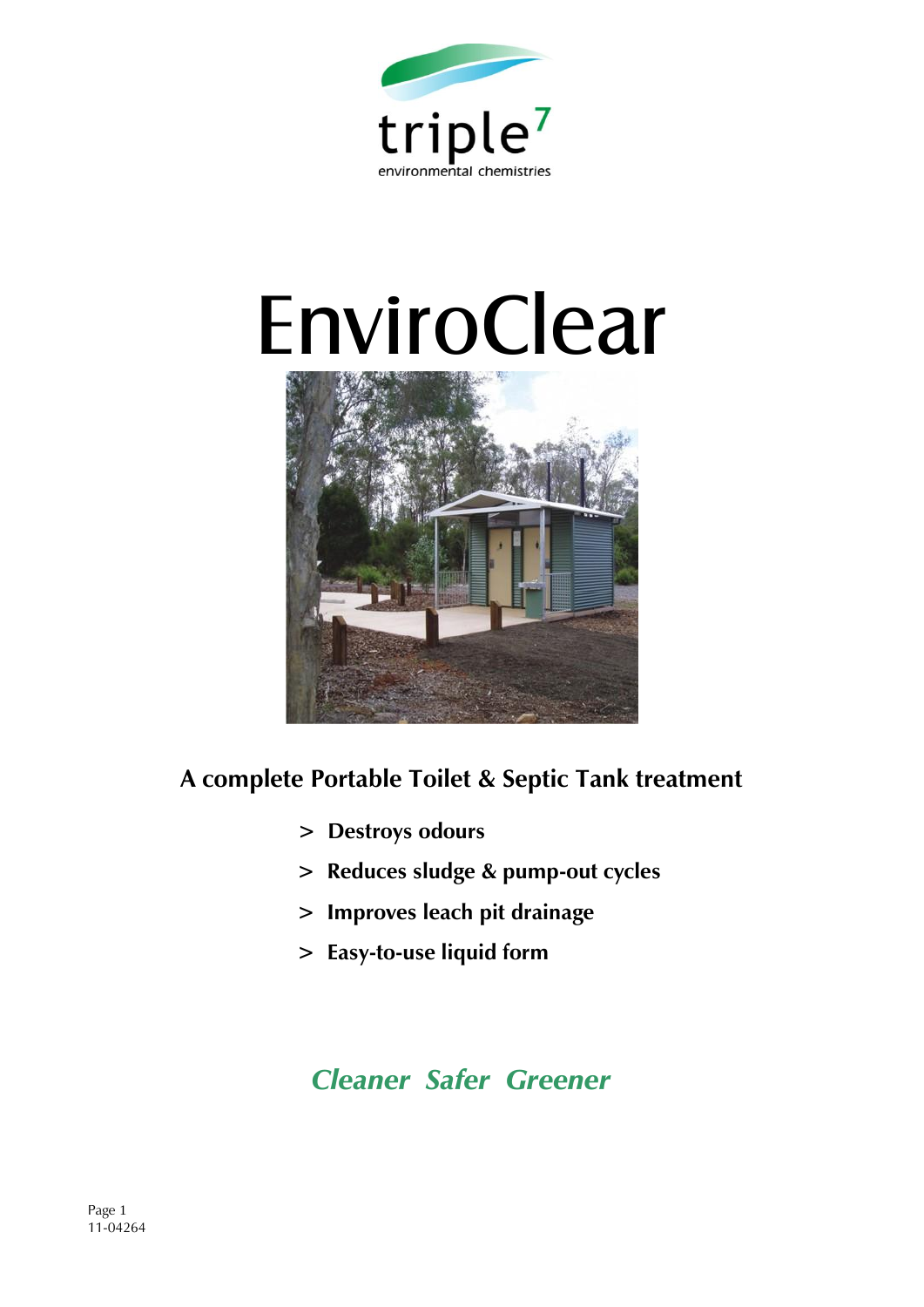triple[7]
environmental chemistries

# EnviroClear

**A complete Portable Toilet & Septic Tank treatment**

- > **Destroys odours**
- > **Reduces sludge & pump-out cycles**
- > **Improves leach pit drainage**
- > **Easy-to-use liquid form**

***Cleaner Safer Greener***

11-04264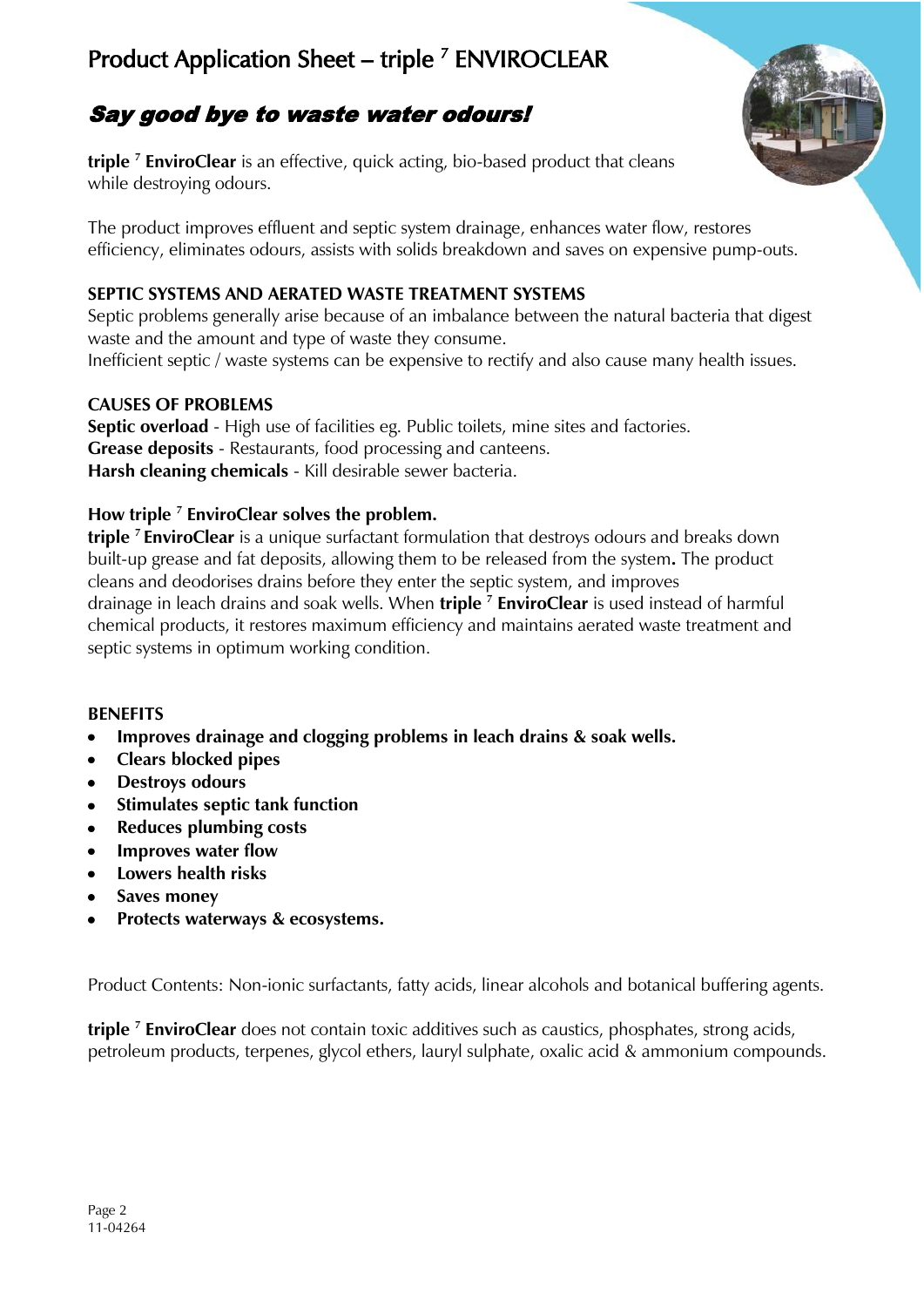# Product Application Sheet – triple [7] ENVIROCLEAR

## ***Say good bye to waste water odours!***

**triple [7] EnviroClear** is an effective, quick acting, bio-based product that cleans while destroying odours.

The product improves effluent and septic system drainage, enhances water flow, restores efficiency, eliminates odours, assists with solids breakdown and saves on expensive pump-outs.

**SEPTIC SYSTEMS AND AERATED WASTE TREATMENT SYSTEMS**

Septic problems generally arise because of an imbalance between the natural bacteria that digest waste and the amount and type of waste they consume.
Inefficient septic / waste systems can be expensive to rectify and also cause many health issues.

**CAUSES OF PROBLEMS**

**Septic overload** - High use of facilities eg. Public toilets, mine sites and factories.
**Grease deposits** - Restaurants, food processing and canteens.
**Harsh cleaning chemicals** - Kill desirable sewer bacteria.

**How triple [7] EnviroClear solves the problem.**

**triple [7] EnviroClear** is a unique surfactant formulation that destroys odours and breaks down built-up grease and fat deposits, allowing them to be released from the system**.** The product cleans and deodorises drains before they enter the septic system, and improves drainage in leach drains and soak wells. When **triple [7] EnviroClear** is used instead of harmful chemical products, it restores maximum efficiency and maintains aerated waste treatment and septic systems in optimum working condition.

**BENEFITS**

- **Improves drainage and clogging problems in leach drains & soak wells.**
- **Clears blocked pipes**
- **Destroys odours**
- **Stimulates septic tank function**
- **Reduces plumbing costs**
- **Improves water flow**
- **Lowers health risks**
- **Saves money**
- **Protects waterways & ecosystems.**

Product Contents: Non-ionic surfactants, fatty acids, linear alcohols and botanical buffering agents.

**triple [7] EnviroClear** does not contain toxic additives such as caustics, phosphates, strong acids, petroleum products, terpenes, glycol ethers, lauryl sulphate, oxalic acid & ammonium compounds.

11-04264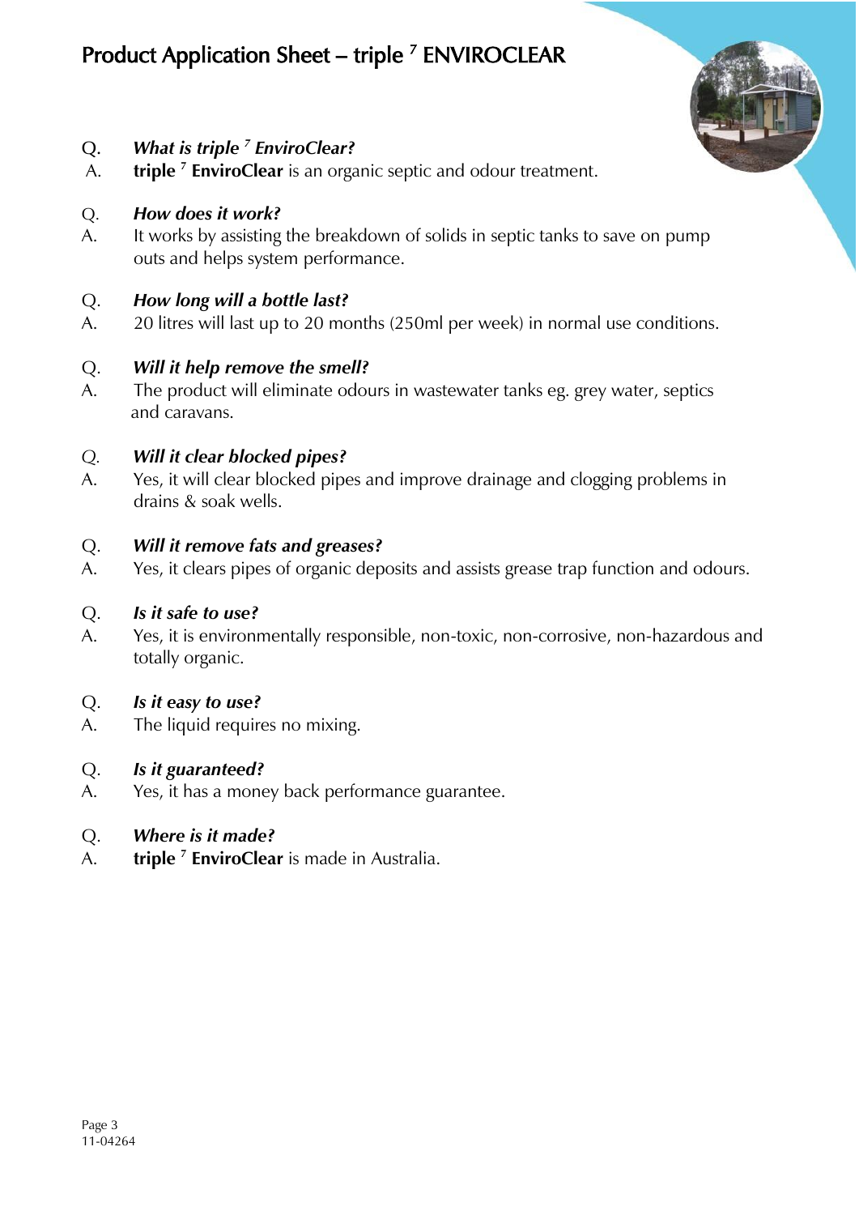# Product Application Sheet – triple [7] ENVIROCLEAR

Q. ***What is triple [7] EnviroClear?***
A. **triple [7] EnviroClear** is an organic septic and odour treatment.

Q. ***How does it work?***
A. It works by assisting the breakdown of solids in septic tanks to save on pump outs and helps system performance.

Q. ***How long will a bottle last?***
A. 20 litres will last up to 20 months (250ml per week) in normal use conditions.

Q. ***Will it help remove the smell?***
A. The product will eliminate odours in wastewater tanks eg. grey water, septics and caravans.

Q. ***Will it clear blocked pipes?***
A. Yes, it will clear blocked pipes and improve drainage and clogging problems in drains & soak wells.

Q. ***Will it remove fats and greases?***
A. Yes, it clears pipes of organic deposits and assists grease trap function and odours.

Q. ***Is it safe to use?***
A. Yes, it is environmentally responsible, non-toxic, non-corrosive, non-hazardous and totally organic.

Q. ***Is it easy to use?***
A. The liquid requires no mixing.

Q. ***Is it guaranteed?***
A. Yes, it has a money back performance guarantee.

Q. ***Where is it made?***
A. **triple [7] EnviroClear** is made in Australia.

11-04264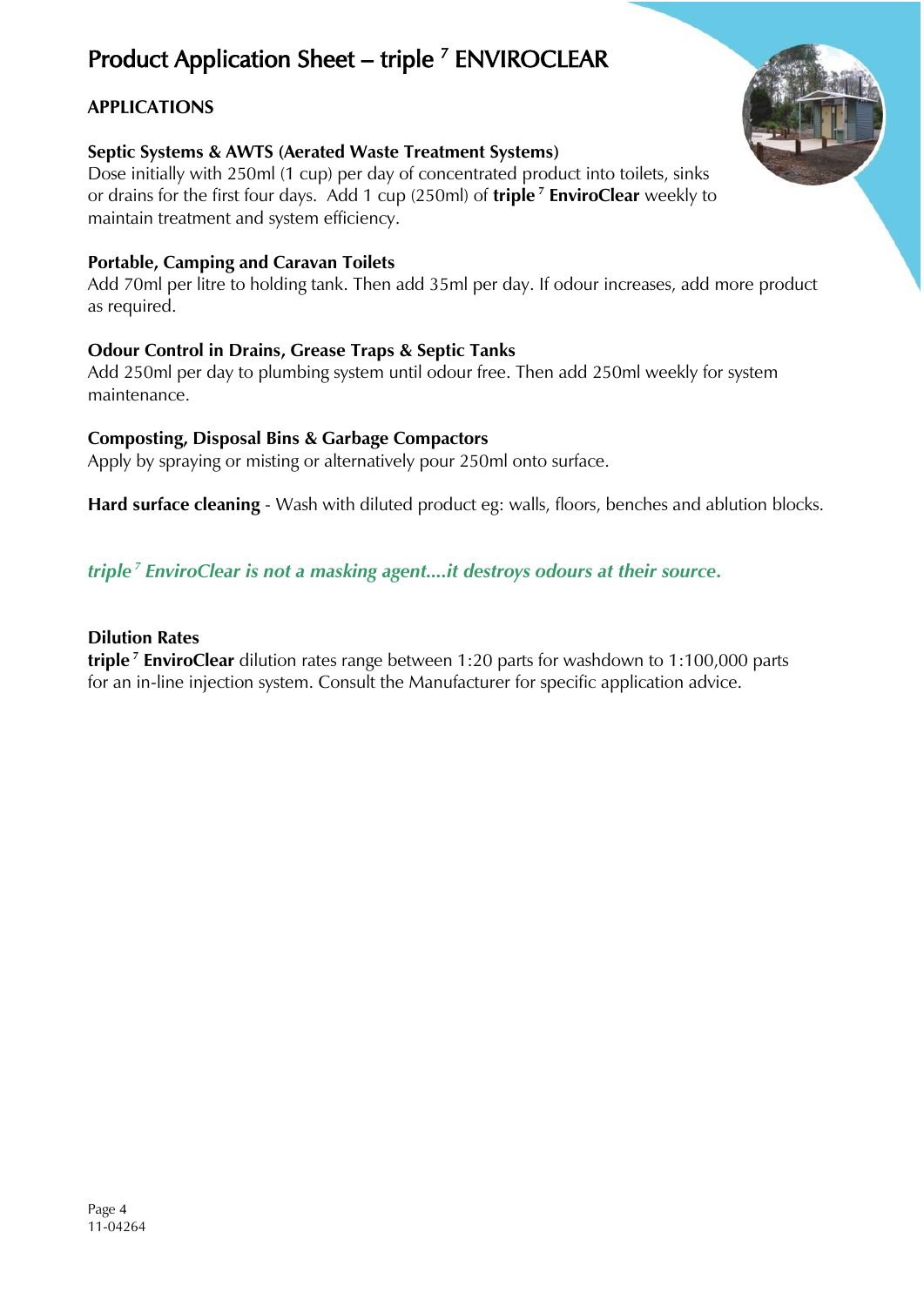# Product Application Sheet – triple $^7$ ENVIROCLEAR

## APPLICATIONS

**Septic Systems & AWTS (Aerated Waste Treatment Systems)**
Dose initially with 250ml (1 cup) per day of concentrated product into toilets, sinks or drains for the first four days. Add 1 cup (250ml) of **triple $^7$ EnviroClear** weekly to maintain treatment and system efficiency.

**Portable, Camping and Caravan Toilets**
Add 70ml per litre to holding tank. Then add 35ml per day. If odour increases, add more product as required.

**Odour Control in Drains, Grease Traps & Septic Tanks**
Add 250ml per day to plumbing system until odour free. Then add 250ml weekly for system maintenance.

**Composting, Disposal Bins & Garbage Compactors**
Apply by spraying or misting or alternatively pour 250ml onto surface.

**Hard surface cleaning** - Wash with diluted product eg: walls, floors, benches and ablution blocks.

***triple $^7$ EnviroClear is not a masking agent....it destroys odours at their source.***

**Dilution Rates**
**triple $^7$ EnviroClear** dilution rates range between 1:20 parts for washdown to 1:100,000 parts for an in-line injection system. Consult the Manufacturer for specific application advice.

11-04264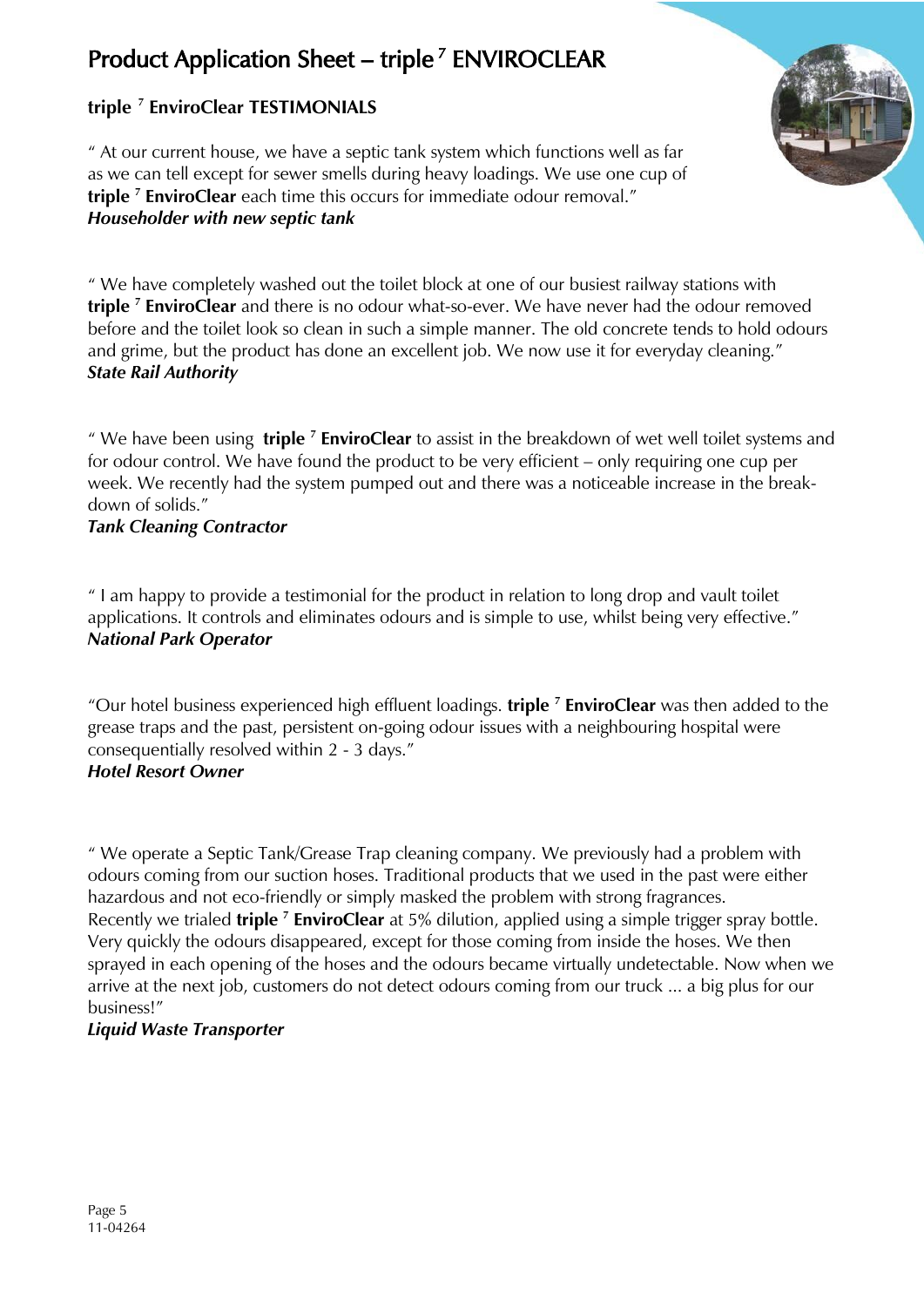# Product Application Sheet – triple ⁷ ENVIROCLEAR

## triple ⁷ EnviroClear TESTIMONIALS

" At our current house, we have a septic tank system which functions well as far as we can tell except for sewer smells during heavy loadings. We use one cup of **triple ⁷ EnviroClear** each time this occurs for immediate odour removal."
***Householder with new septic tank***

" We have completely washed out the toilet block at one of our busiest railway stations with **triple ⁷ EnviroClear** and there is no odour what-so-ever. We have never had the odour removed before and the toilet look so clean in such a simple manner. The old concrete tends to hold odours and grime, but the product has done an excellent job. We now use it for everyday cleaning."
***State Rail Authority***

" We have been using **triple ⁷ EnviroClear** to assist in the breakdown of wet well toilet systems and for odour control. We have found the product to be very efficient – only requiring one cup per week. We recently had the system pumped out and there was a noticeable increase in the break-down of solids."
***Tank Cleaning Contractor***

" I am happy to provide a testimonial for the product in relation to long drop and vault toilet applications. It controls and eliminates odours and is simple to use, whilst being very effective."
***National Park Operator***

"Our hotel business experienced high effluent loadings. **triple ⁷ EnviroClear** was then added to the grease traps and the past, persistent on-going odour issues with a neighbouring hospital were consequentially resolved within 2 - 3 days."
***Hotel Resort Owner***

" We operate a Septic Tank/Grease Trap cleaning company. We previously had a problem with odours coming from our suction hoses. Traditional products that we used in the past were either hazardous and not eco-friendly or simply masked the problem with strong fragrances.
Recently we trialed **triple ⁷ EnviroClear** at 5% dilution, applied using a simple trigger spray bottle. Very quickly the odours disappeared, except for those coming from inside the hoses. We then sprayed in each opening of the hoses and the odours became virtually undetectable. Now when we arrive at the next job, customers do not detect odours coming from our truck ... a big plus for our business!"
***Liquid Waste Transporter***

11-04264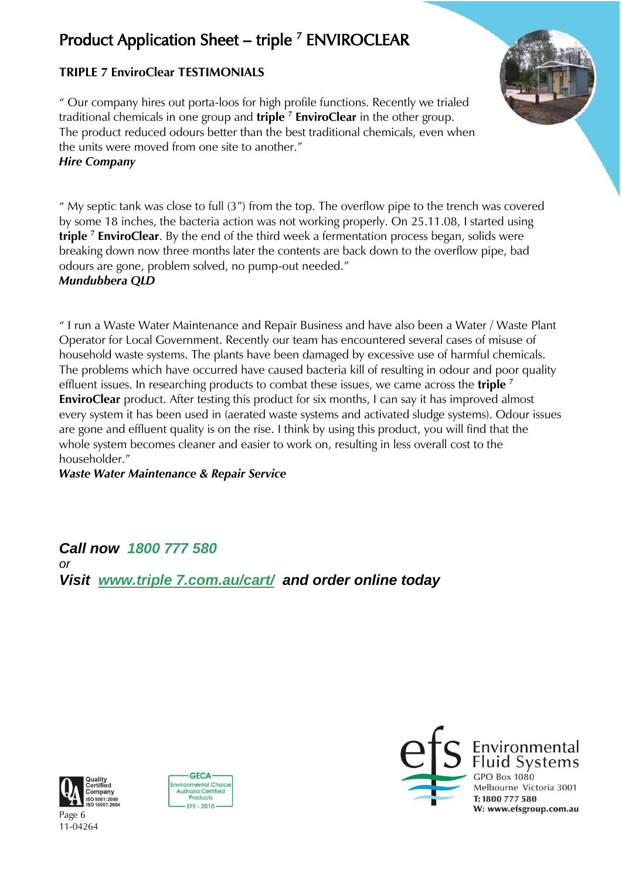# Product Application Sheet – triple [7] ENVIROCLEAR

## TRIPLE 7 EnviroClear TESTIMONIALS

" Our company hires out porta-loos for high profile functions. Recently we trialed traditional chemicals in one group and **triple [7] EnviroClear** in the other group. The product reduced odours better than the best traditional chemicals, even when the units were moved from one site to another."
***Hire Company***

" My septic tank was close to full (3") from the top. The overflow pipe to the trench was covered by some 18 inches, the bacteria action was not working properly. On 25.11.08, I started using **triple [7] EnviroClear**. By the end of the third week a fermentation process began, solids were breaking down now three months later the contents are back down to the overflow pipe, bad odours are gone, problem solved, no pump-out needed."
***Mundubbera QLD***

" I run a Waste Water Maintenance and Repair Business and have also been a Water / Waste Plant Operator for Local Government. Recently our team has encountered several cases of misuse of household waste systems. The plants have been damaged by excessive use of harmful chemicals. The problems which have occurred have caused bacteria kill of resulting in odour and poor quality effluent issues. In researching products to combat these issues, we came across the **triple [7] EnviroClear** product. After testing this product for six months, I can say it has improved almost every system it has been used in (aerated waste systems and activated sludge systems). Odour issues are gone and effluent quality is on the rise. I think by using this product, you will find that the whole system becomes cleaner and easier to work on, resulting in less overall cost to the householder."
***Waste Water Maintenance & Repair Service***

***Call now 1800 777 580***
*or*
***Visit [www.triple 7.com.au/cart/](www.triple 7.com.au/cart/) and order online today***

Quality Certified Company ISO 9001:2008 ISO 14001:2004

GECA Environmental Choice Australia Certified Products EFS - 2010

11-04264

Environmental Fluid Systems
GPO Box 1080
Melbourne Victoria 3001
**T: 1800 777 580**
**W: www.efsgroup.com.au**